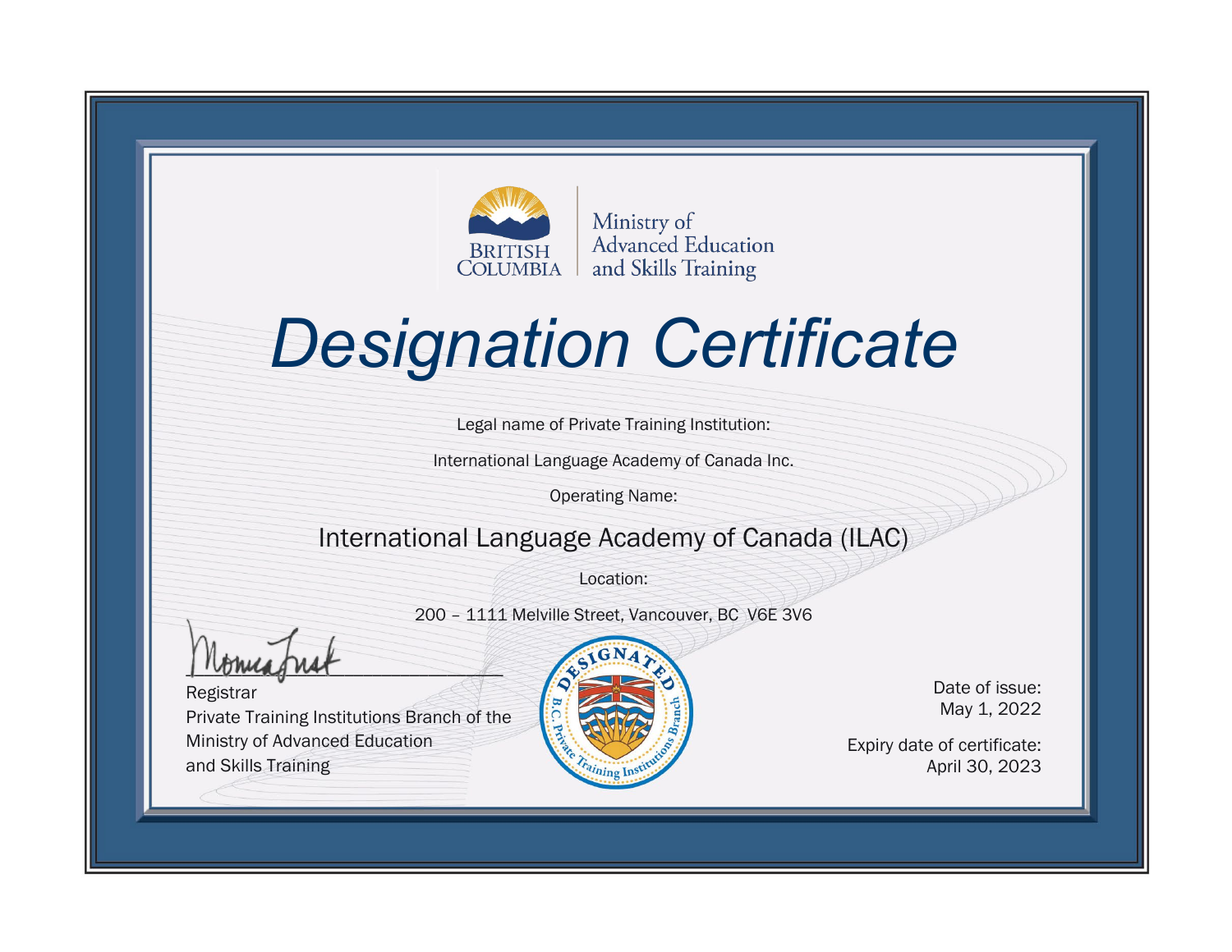BRITISH COLUMBIA

Ministry of Advanced Education and Skills Training

# Designation Certificate

Legal name of Private Training Institution:

International Language Academy of Canada Inc.

Operating Name:

## International Language Academy of Canada (ILAC)

Location:

200 – 1111 Melville Street, Vancouver, BC V6E 3V6

Registrar
Private Training Institutions Branch of the Ministry of Advanced Education and Skills Training

DESIGNATED
B.C. Private Training Institutions Branch

Date of issue:
May 1, 2022

Expiry date of certificate:
April 30, 2023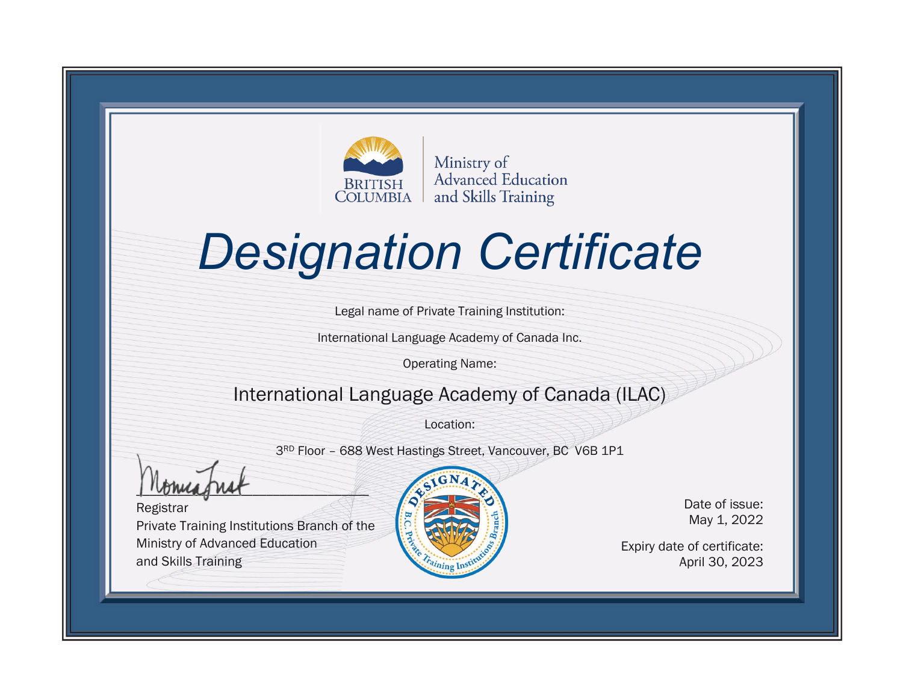BRITISH COLUMBIA

Ministry of Advanced Education and Skills Training

# Designation Certificate

Legal name of Private Training Institution:

International Language Academy of Canada Inc.

Operating Name:

## International Language Academy of Canada (ILAC)

Location:

3RD Floor – 688 West Hastings Street, Vancouver, BC V6B 1P1

Registrar
Private Training Institutions Branch of the Ministry of Advanced Education and Skills Training

DESIGNATED
B.C. Private Training Institutions Branch

Date of issue:
May 1, 2022

Expiry date of certificate:
April 30, 2023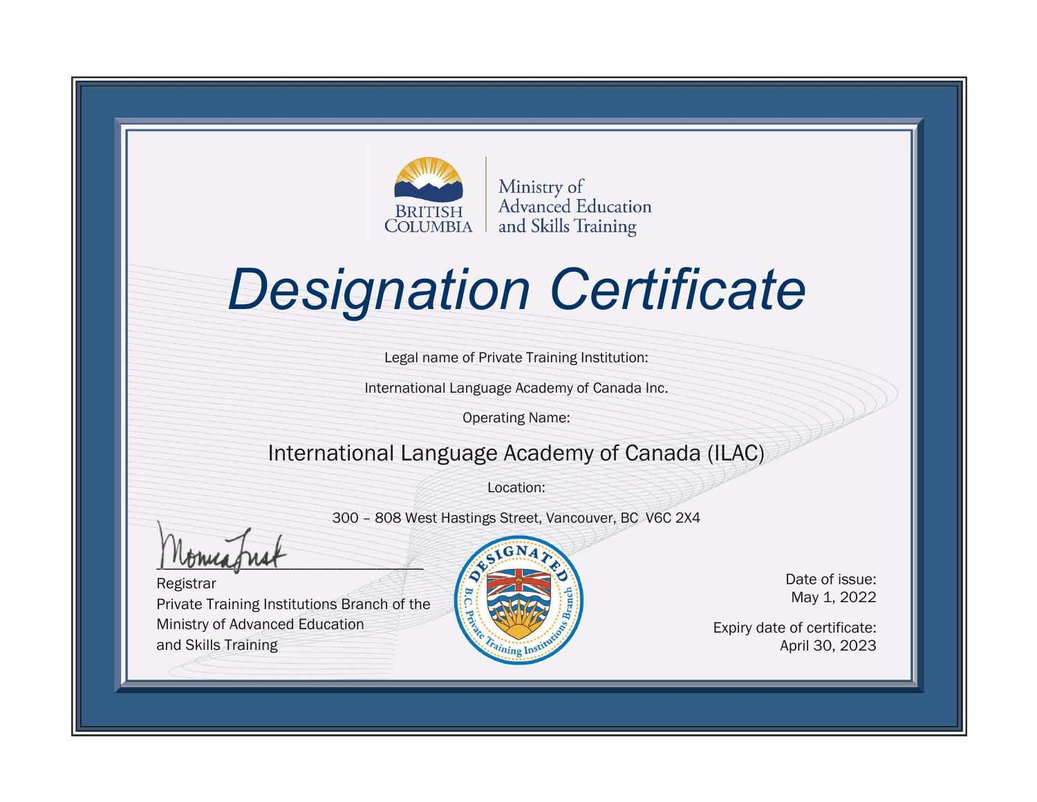BRITISH COLUMBIA

Ministry of Advanced Education and Skills Training

# Designation Certificate

Legal name of Private Training Institution:

International Language Academy of Canada Inc.

Operating Name:

International Language Academy of Canada (ILAC)

Location:

300 – 808 West Hastings Street, Vancouver, BC V6C 2X4

Registrar
Private Training Institutions Branch of the Ministry of Advanced Education and Skills Training

DESIGNATED
B.C. Private Training Institutions Branch

Date of issue:
May 1, 2022

Expiry date of certificate:
April 30, 2023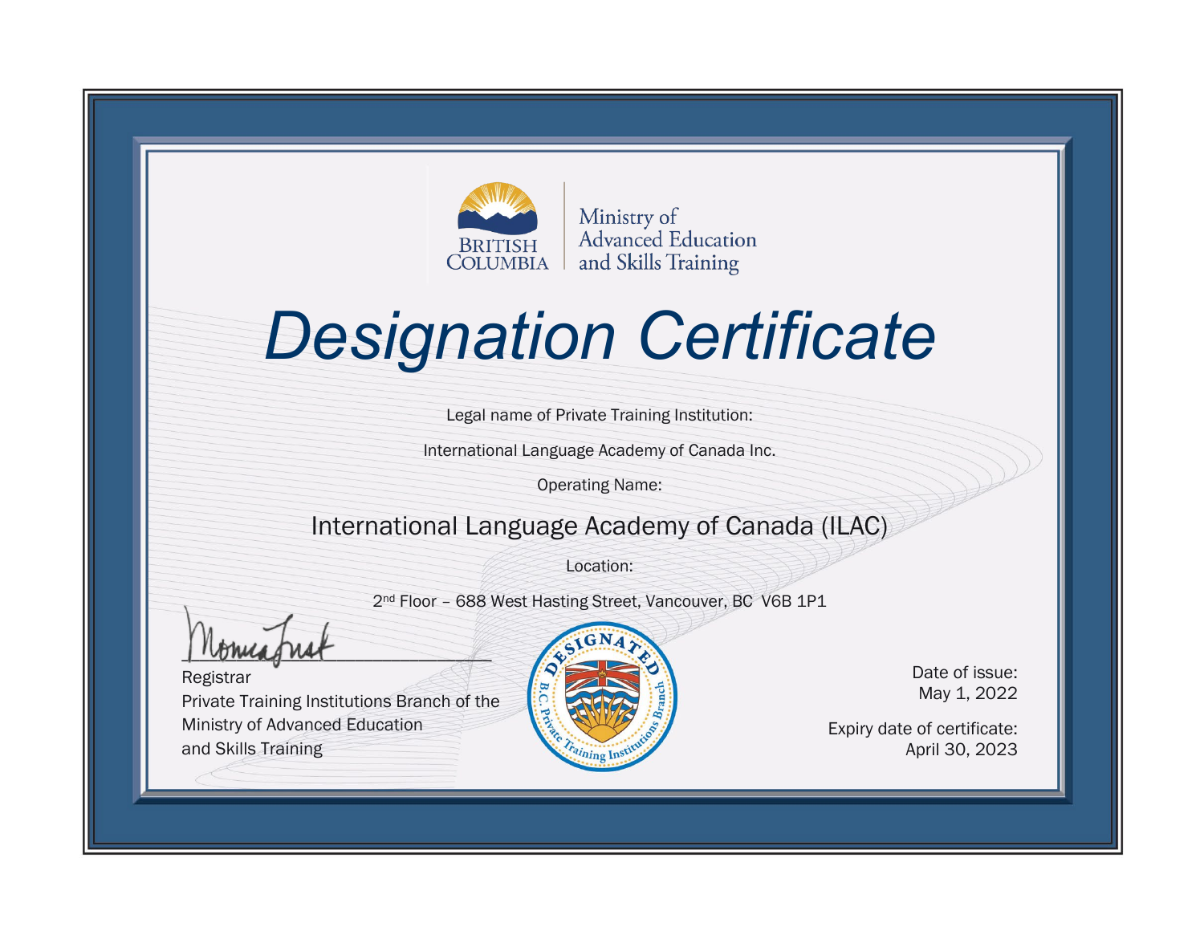BRITISH COLUMBIA

Ministry of Advanced Education and Skills Training

# Designation Certificate

Legal name of Private Training Institution:

International Language Academy of Canada Inc.

Operating Name:

## International Language Academy of Canada (ILAC)

Location:

2nd Floor – 688 West Hasting Street, Vancouver, BC V6B 1P1

Registrar
Private Training Institutions Branch of the
Ministry of Advanced Education
and Skills Training

DESIGNATED
B.C. Private Training Institutions Branch

Date of issue:
May 1, 2022

Expiry date of certificate:
April 30, 2023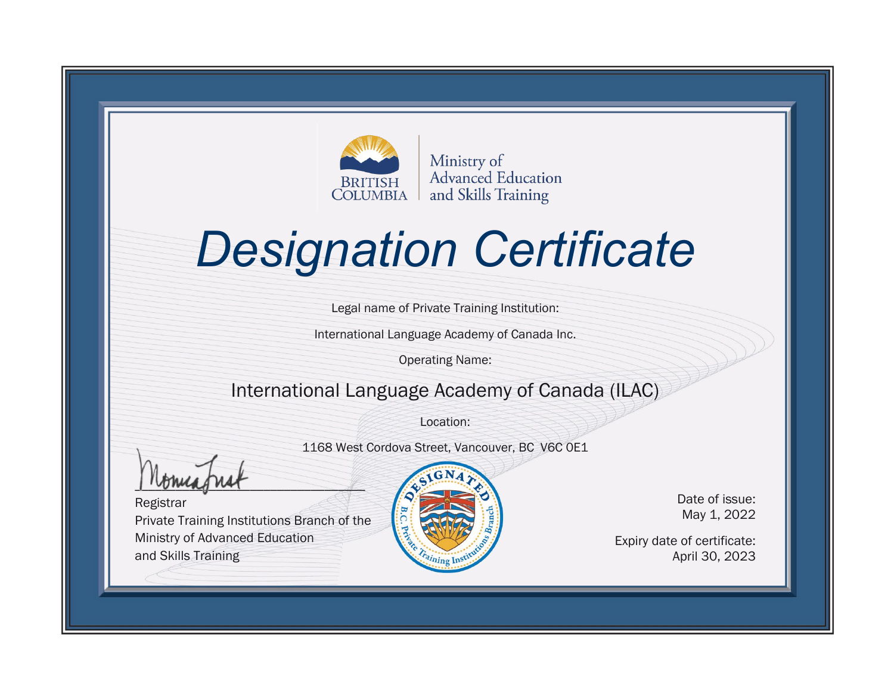BRITISH COLUMBIA

Ministry of
Advanced Education
and Skills Training

# Designation Certificate

Legal name of Private Training Institution:

International Language Academy of Canada Inc.

Operating Name:

## International Language Academy of Canada (ILAC)

Location:

1168 West Cordova Street, Vancouver, BC V6C 0E1

Registrar
Private Training Institutions Branch of the
Ministry of Advanced Education
and Skills Training

DESIGNATED
B.C. Private Training Institutions Branch

Date of issue:
May 1, 2022

Expiry date of certificate:
April 30, 2023